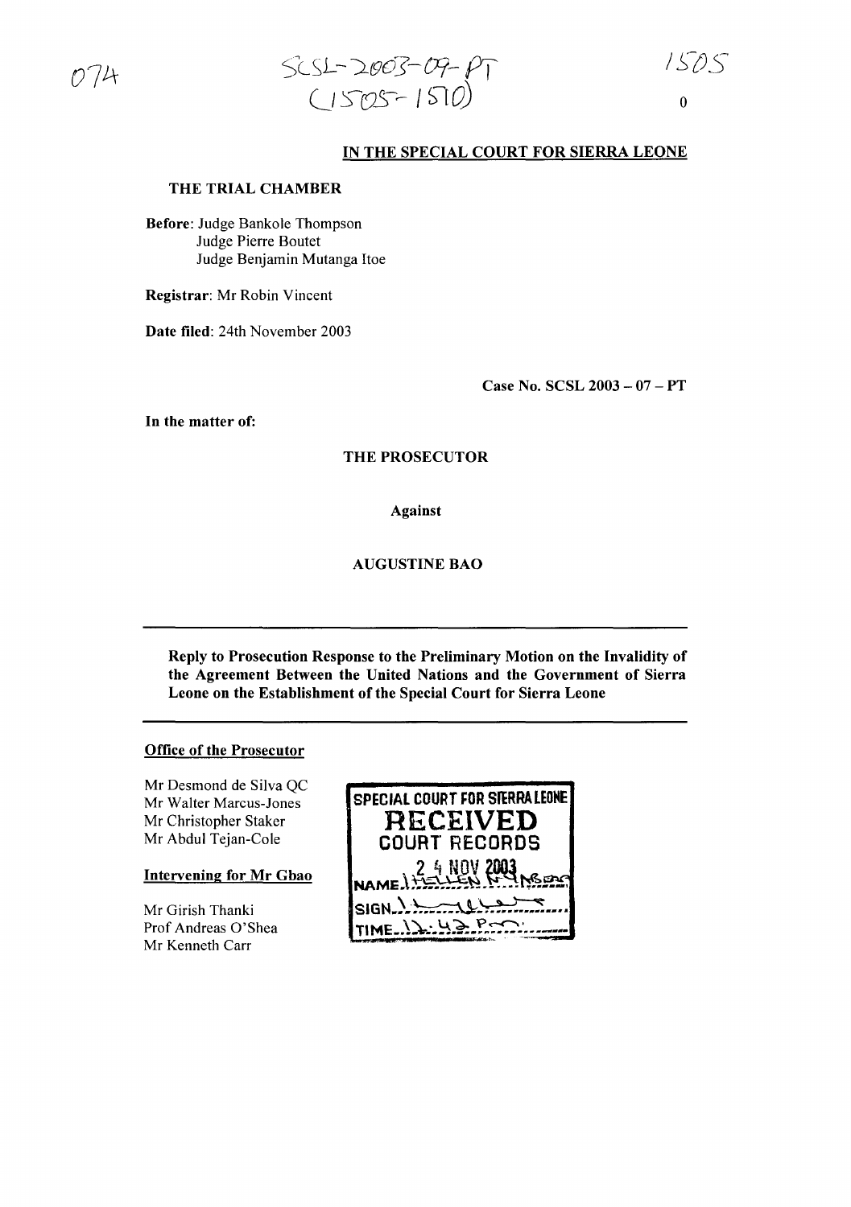074

SCSL-2003-09-PT
(1505-1510)

1505

0

## IN THE SPECIAL COURT FOR SIERRA LEONE

**THE TRIAL CHAMBER**

**Before**: Judge Bankole Thompson
Judge Pierre Boutet
Judge Benjamin Mutanga Itoe

**Registrar**: Mr Robin Vincent

**Date filed**: 24th November 2003

**Case No. SCSL 2003 – 07 – PT**

**In the matter of:**

**THE PROSECUTOR**

**Against**

**AUGUSTINE BAO**

---

**Reply to Prosecution Response to the Preliminary Motion on the Invalidity of the Agreement Between the United Nations and the Government of Sierra Leone on the Establishment of the Special Court for Sierra Leone**

---

**Office of the Prosecutor**

Mr Desmond de Silva QC
Mr Walter Marcus-Jones
Mr Christopher Staker
Mr Abdul Tejan-Cole

**Intervening for Mr Gbao**

Mr Girish Thanki
Prof Andreas O'Shea
Mr Kenneth Carr

SPECIAL COURT FOR SIERRA LEONE
RECEIVED
COURT RECORDS
24 NOV 2003
NAME HELLEN KAMARA
SIGN
TIME 12:42 PM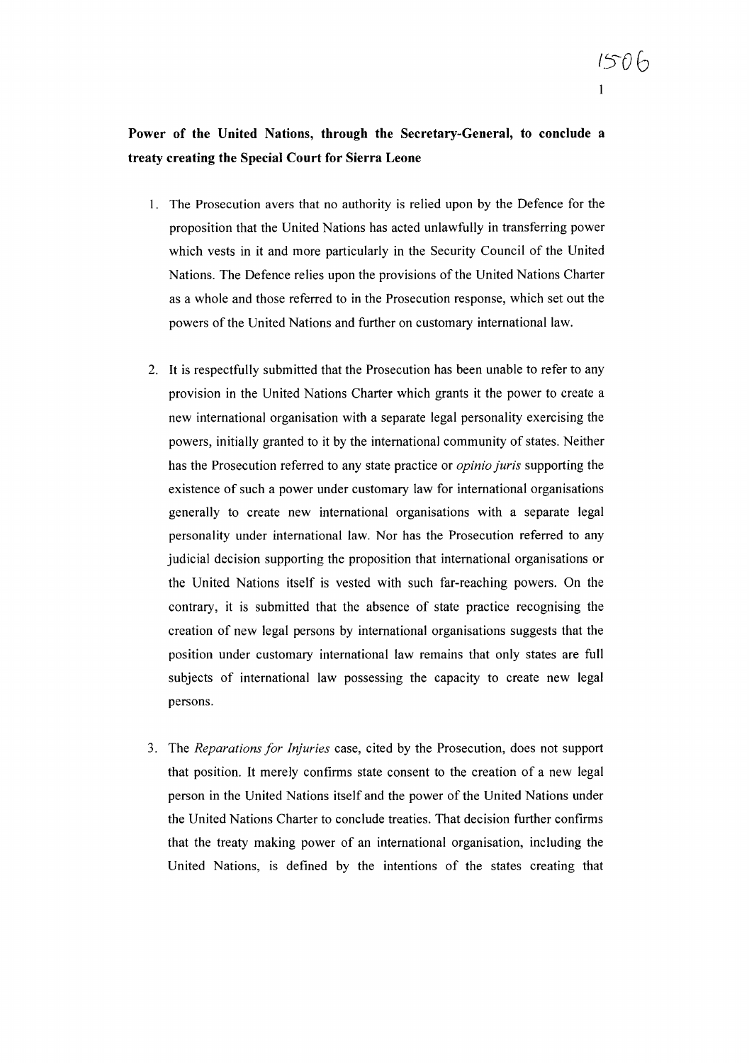**Power of the United Nations, through the Secretary-General, to conclude a treaty creating the Special Court for Sierra Leone**

1. The Prosecution avers that no authority is relied upon by the Defence for the proposition that the United Nations has acted unlawfully in transferring power which vests in it and more particularly in the Security Council of the United Nations. The Defence relies upon the provisions of the United Nations Charter as a whole and those referred to in the Prosecution response, which set out the powers of the United Nations and further on customary international law.

2. It is respectfully submitted that the Prosecution has been unable to refer to any provision in the United Nations Charter which grants it the power to create a new international organisation with a separate legal personality exercising the powers, initially granted to it by the international community of states. Neither has the Prosecution referred to any state practice or *opinio juris* supporting the existence of such a power under customary law for international organisations generally to create new international organisations with a separate legal personality under international law. Nor has the Prosecution referred to any judicial decision supporting the proposition that international organisations or the United Nations itself is vested with such far-reaching powers. On the contrary, it is submitted that the absence of state practice recognising the creation of new legal persons by international organisations suggests that the position under customary international law remains that only states are full subjects of international law possessing the capacity to create new legal persons.

3. The *Reparations for Injuries* case, cited by the Prosecution, does not support that position. It merely confirms state consent to the creation of a new legal person in the United Nations itself and the power of the United Nations under the United Nations Charter to conclude treaties. That decision further confirms that the treaty making power of an international organisation, including the United Nations, is defined by the intentions of the states creating that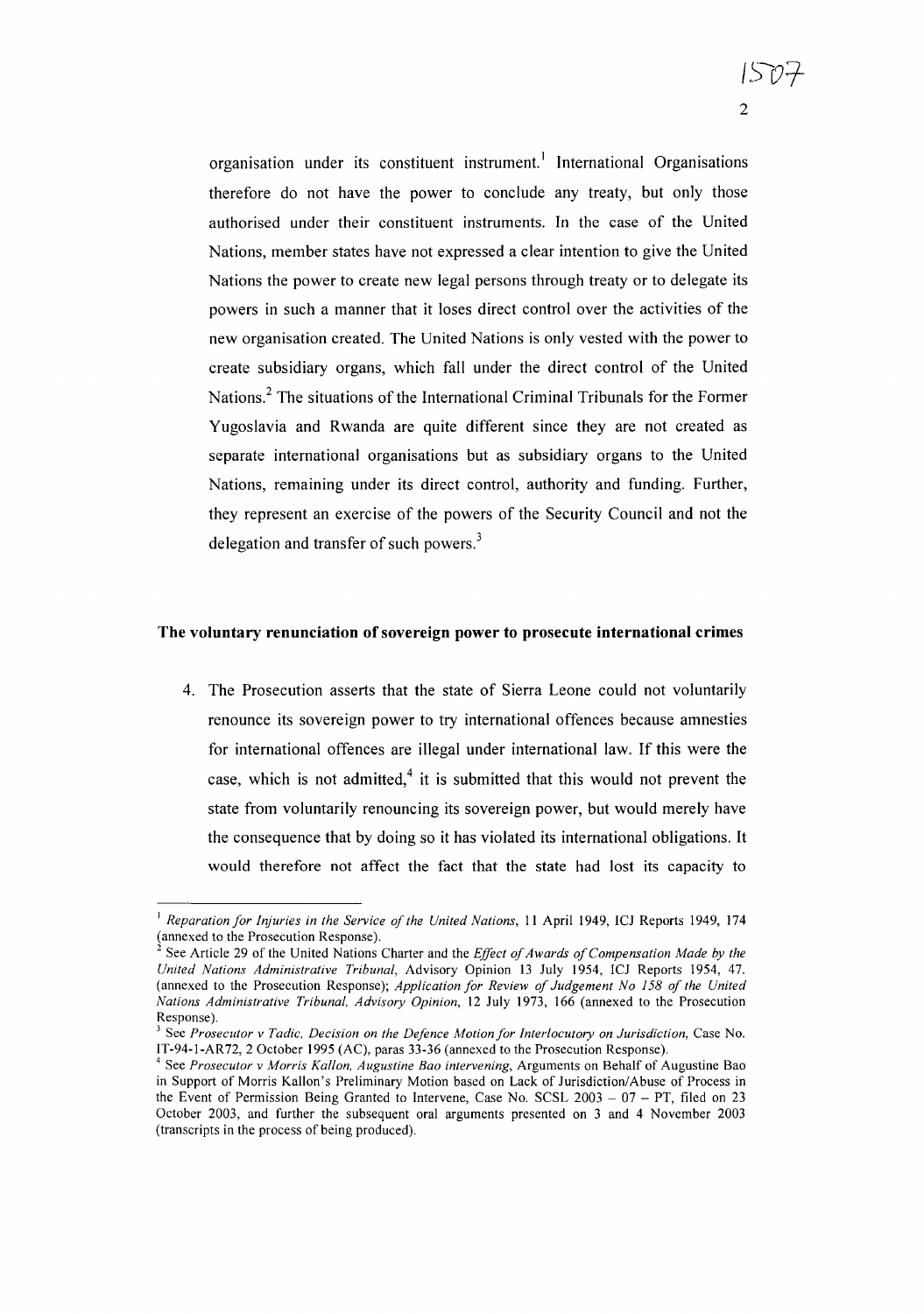organisation under its constituent instrument.[1] International Organisations therefore do not have the power to conclude any treaty, but only those authorised under their constituent instruments. In the case of the United Nations, member states have not expressed a clear intention to give the United Nations the power to create new legal persons through treaty or to delegate its powers in such a manner that it loses direct control over the activities of the new organisation created. The United Nations is only vested with the power to create subsidiary organs, which fall under the direct control of the United Nations.[2] The situations of the International Criminal Tribunals for the Former Yugoslavia and Rwanda are quite different since they are not created as separate international organisations but as subsidiary organs to the United Nations, remaining under its direct control, authority and funding. Further, they represent an exercise of the powers of the Security Council and not the delegation and transfer of such powers.[3]

**The voluntary renunciation of sovereign power to prosecute international crimes**

4. The Prosecution asserts that the state of Sierra Leone could not voluntarily renounce its sovereign power to try international offences because amnesties for international offences are illegal under international law. If this were the case, which is not admitted,[4] it is submitted that this would not prevent the state from voluntarily renouncing its sovereign power, but would merely have the consequence that by doing so it has violated its international obligations. It would therefore not affect the fact that the state had lost its capacity to

---

[1] *Reparation for Injuries in the Service of the United Nations*, 11 April 1949, ICJ Reports 1949, 174 (annexed to the Prosecution Response).

[2] See Article 29 of the United Nations Charter and the *Effect of Awards of Compensation Made by the United Nations Administrative Tribunal*, Advisory Opinion 13 July 1954, ICJ Reports 1954, 47. (annexed to the Prosecution Response); *Application for Review of Judgement No 158 of the United Nations Administrative Tribunal, Advisory Opinion*, 12 July 1973, 166 (annexed to the Prosecution Response).

[3] See *Prosecutor v Tadic, Decision on the Defence Motion for Interlocutory on Jurisdiction*, Case No. IT-94-1-AR72, 2 October 1995 (AC), paras 33-36 (annexed to the Prosecution Response).

[4] See *Prosecutor v Morris Kallon, Augustine Bao intervening*, Arguments on Behalf of Augustine Bao in Support of Morris Kallon's Preliminary Motion based on Lack of Jurisdiction/Abuse of Process in the Event of Permission Being Granted to Intervene, Case No. SCSL 2003 – 07 – PT, filed on 23 October 2003, and further the subsequent oral arguments presented on 3 and 4 November 2003 (transcripts in the process of being produced).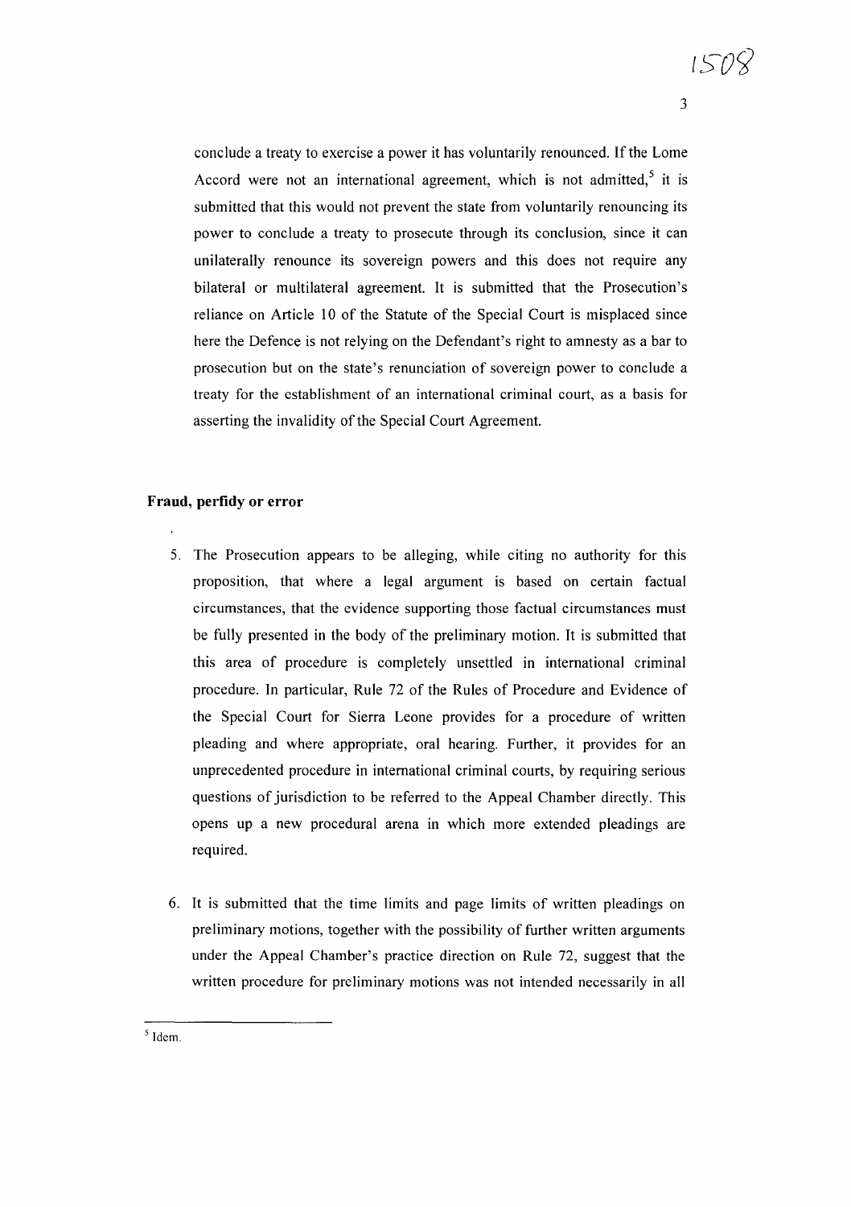conclude a treaty to exercise a power it has voluntarily renounced. If the Lome Accord were not an international agreement, which is not admitted,[5] it is submitted that this would not prevent the state from voluntarily renouncing its power to conclude a treaty to prosecute through its conclusion, since it can unilaterally renounce its sovereign powers and this does not require any bilateral or multilateral agreement. It is submitted that the Prosecution's reliance on Article 10 of the Statute of the Special Court is misplaced since here the Defence is not relying on the Defendant's right to amnesty as a bar to prosecution but on the state's renunciation of sovereign power to conclude a treaty for the establishment of an international criminal court, as a basis for asserting the invalidity of the Special Court Agreement.

**Fraud, perfidy or error**

5. The Prosecution appears to be alleging, while citing no authority for this proposition, that where a legal argument is based on certain factual circumstances, that the evidence supporting those factual circumstances must be fully presented in the body of the preliminary motion. It is submitted that this area of procedure is completely unsettled in international criminal procedure. In particular, Rule 72 of the Rules of Procedure and Evidence of the Special Court for Sierra Leone provides for a procedure of written pleading and where appropriate, oral hearing. Further, it provides for an unprecedented procedure in international criminal courts, by requiring serious questions of jurisdiction to be referred to the Appeal Chamber directly. This opens up a new procedural arena in which more extended pleadings are required.

6. It is submitted that the time limits and page limits of written pleadings on preliminary motions, together with the possibility of further written arguments under the Appeal Chamber's practice direction on Rule 72, suggest that the written procedure for preliminary motions was not intended necessarily in all

[5] Idem.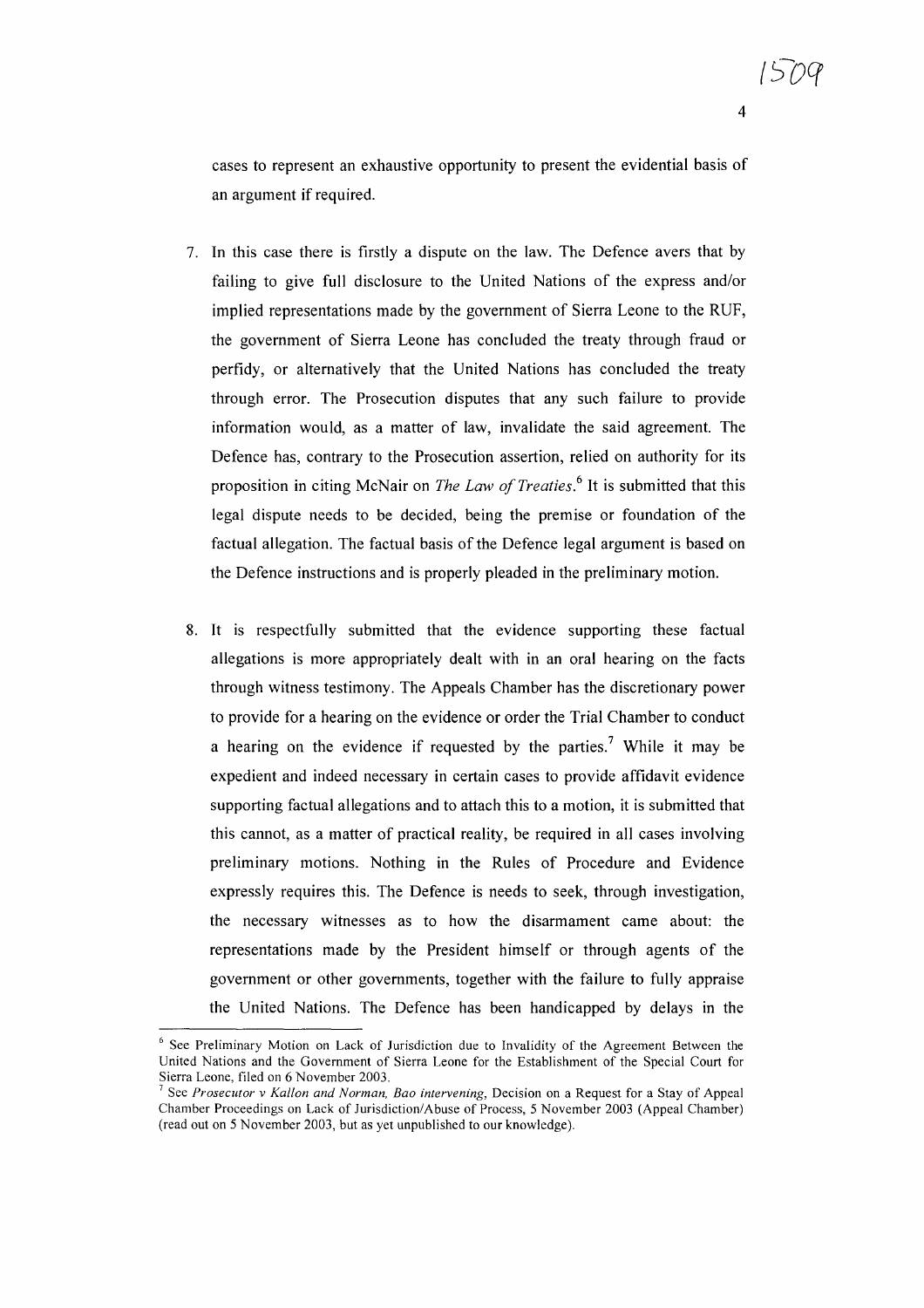cases to represent an exhaustive opportunity to present the evidential basis of an argument if required.

7. In this case there is firstly a dispute on the law. The Defence avers that by failing to give full disclosure to the United Nations of the express and/or implied representations made by the government of Sierra Leone to the RUF, the government of Sierra Leone has concluded the treaty through fraud or perfidy, or alternatively that the United Nations has concluded the treaty through error. The Prosecution disputes that any such failure to provide information would, as a matter of law, invalidate the said agreement. The Defence has, contrary to the Prosecution assertion, relied on authority for its proposition in citing McNair on *The Law of Treaties*.[6] It is submitted that this legal dispute needs to be decided, being the premise or foundation of the factual allegation. The factual basis of the Defence legal argument is based on the Defence instructions and is properly pleaded in the preliminary motion.

8. It is respectfully submitted that the evidence supporting these factual allegations is more appropriately dealt with in an oral hearing on the facts through witness testimony. The Appeals Chamber has the discretionary power to provide for a hearing on the evidence or order the Trial Chamber to conduct a hearing on the evidence if requested by the parties.[7] While it may be expedient and indeed necessary in certain cases to provide affidavit evidence supporting factual allegations and to attach this to a motion, it is submitted that this cannot, as a matter of practical reality, be required in all cases involving preliminary motions. Nothing in the Rules of Procedure and Evidence expressly requires this. The Defence is needs to seek, through investigation, the necessary witnesses as to how the disarmament came about: the representations made by the President himself or through agents of the government or other governments, together with the failure to fully appraise the United Nations. The Defence has been handicapped by delays in the

---

[6] See Preliminary Motion on Lack of Jurisdiction due to Invalidity of the Agreement Between the United Nations and the Government of Sierra Leone for the Establishment of the Special Court for Sierra Leone, filed on 6 November 2003.

[7] See *Prosecutor v Kallon and Norman, Bao intervening*, Decision on a Request for a Stay of Appeal Chamber Proceedings on Lack of Jurisdiction/Abuse of Process, 5 November 2003 (Appeal Chamber) (read out on 5 November 2003, but as yet unpublished to our knowledge).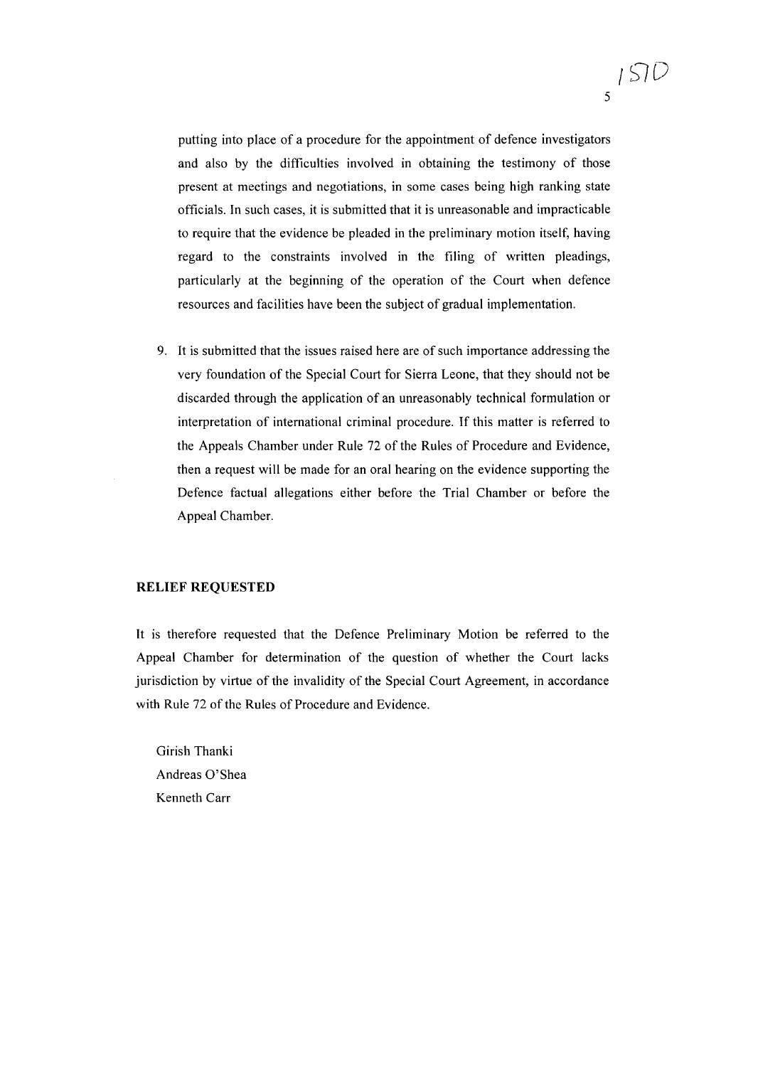putting into place of a procedure for the appointment of defence investigators and also by the difficulties involved in obtaining the testimony of those present at meetings and negotiations, in some cases being high ranking state officials. In such cases, it is submitted that it is unreasonable and impracticable to require that the evidence be pleaded in the preliminary motion itself, having regard to the constraints involved in the filing of written pleadings, particularly at the beginning of the operation of the Court when defence resources and facilities have been the subject of gradual implementation.

9. It is submitted that the issues raised here are of such importance addressing the very foundation of the Special Court for Sierra Leone, that they should not be discarded through the application of an unreasonably technical formulation or interpretation of international criminal procedure. If this matter is referred to the Appeals Chamber under Rule 72 of the Rules of Procedure and Evidence, then a request will be made for an oral hearing on the evidence supporting the Defence factual allegations either before the Trial Chamber or before the Appeal Chamber.

**RELIEF REQUESTED**

It is therefore requested that the Defence Preliminary Motion be referred to the Appeal Chamber for determination of the question of whether the Court lacks jurisdiction by virtue of the invalidity of the Special Court Agreement, in accordance with Rule 72 of the Rules of Procedure and Evidence.

Girish Thanki
Andreas O'Shea
Kenneth Carr